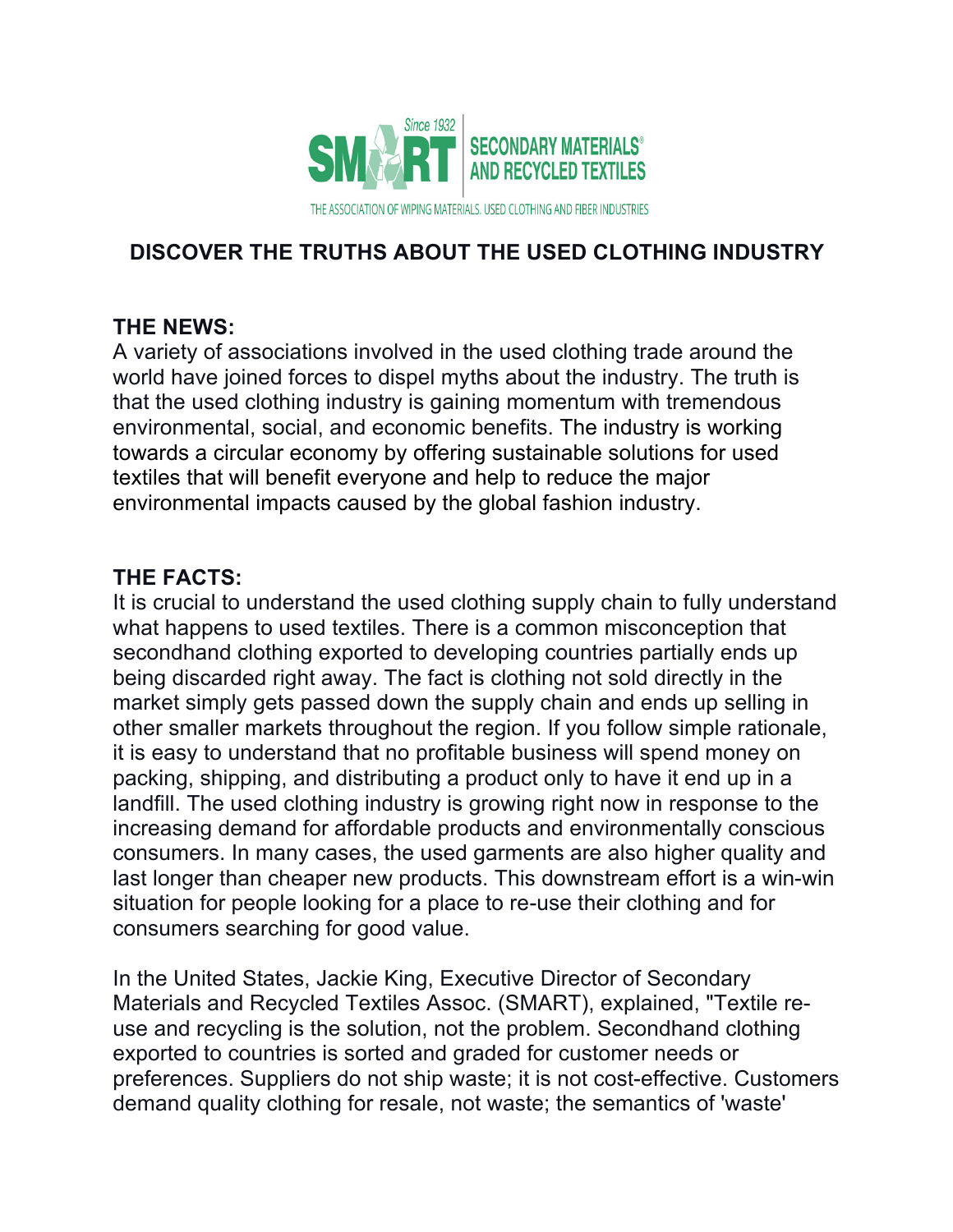SMART Since 1932 | SECONDARY MATERIALS® AND RECYCLED TEXTILES

THE ASSOCIATION OF WIPING MATERIALS, USED CLOTHING AND FIBER INDUSTRIES

# DISCOVER THE TRUTHS ABOUT THE USED CLOTHING INDUSTRY

## THE NEWS:

A variety of associations involved in the used clothing trade around the world have joined forces to dispel myths about the industry. The truth is that the used clothing industry is gaining momentum with tremendous environmental, social, and economic benefits. The industry is working towards a circular economy by offering sustainable solutions for used textiles that will benefit everyone and help to reduce the major environmental impacts caused by the global fashion industry.

## THE FACTS:

It is crucial to understand the used clothing supply chain to fully understand what happens to used textiles. There is a common misconception that secondhand clothing exported to developing countries partially ends up being discarded right away. The fact is clothing not sold directly in the market simply gets passed down the supply chain and ends up selling in other smaller markets throughout the region. If you follow simple rationale, it is easy to understand that no profitable business will spend money on packing, shipping, and distributing a product only to have it end up in a landfill. The used clothing industry is growing right now in response to the increasing demand for affordable products and environmentally conscious consumers. In many cases, the used garments are also higher quality and last longer than cheaper new products. This downstream effort is a win-win situation for people looking for a place to re-use their clothing and for consumers searching for good value.

In the United States, Jackie King, Executive Director of Secondary Materials and Recycled Textiles Assoc. (SMART), explained, "Textile re-use and recycling is the solution, not the problem. Secondhand clothing exported to countries is sorted and graded for customer needs or preferences. Suppliers do not ship waste; it is not cost-effective. Customers demand quality clothing for resale, not waste; the semantics of 'waste'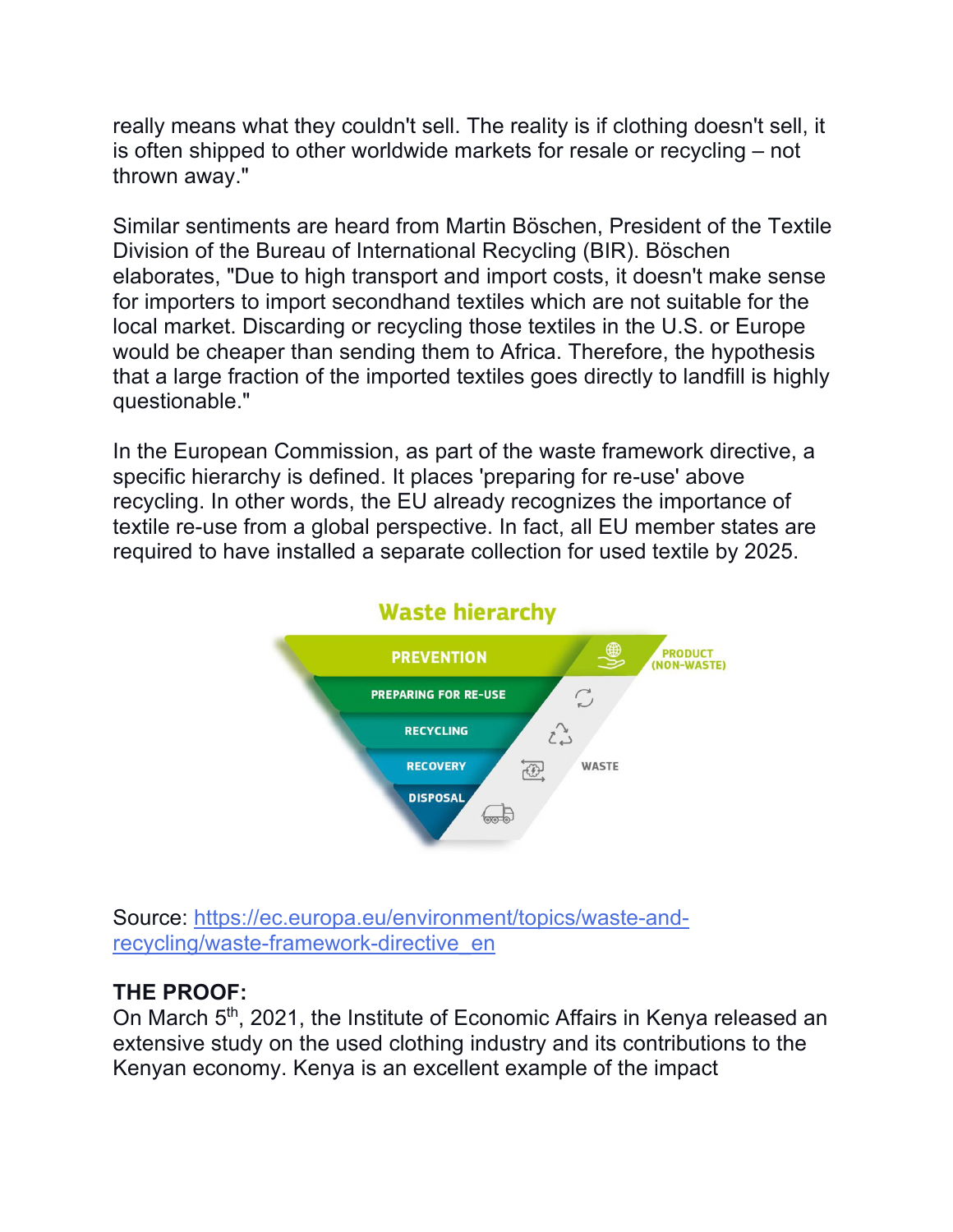really means what they couldn't sell. The reality is if clothing doesn't sell, it is often shipped to other worldwide markets for resale or recycling – not thrown away."

Similar sentiments are heard from Martin Böschen, President of the Textile Division of the Bureau of International Recycling (BIR). Böschen elaborates, "Due to high transport and import costs, it doesn't make sense for importers to import secondhand textiles which are not suitable for the local market. Discarding or recycling those textiles in the U.S. or Europe would be cheaper than sending them to Africa. Therefore, the hypothesis that a large fraction of the imported textiles goes directly to landfill is highly questionable."

In the European Commission, as part of the waste framework directive, a specific hierarchy is defined. It places 'preparing for re-use' above recycling. In other words, the EU already recognizes the importance of textile re-use from a global perspective. In fact, all EU member states are required to have installed a separate collection for used textile by 2025.

**Waste hierarchy**

- PREVENTION — PRODUCT (NON-WASTE)
- PREPARING FOR RE-USE
- RECYCLING
- RECOVERY
- DISPOSAL

WASTE

Source: [https://ec.europa.eu/environment/topics/waste-and-recycling/waste-framework-directive_en](https://ec.europa.eu/environment/topics/waste-and-recycling/waste-framework-directive_en)

**THE PROOF:**
On March 5th, 2021, the Institute of Economic Affairs in Kenya released an extensive study on the used clothing industry and its contributions to the Kenyan economy. Kenya is an excellent example of the impact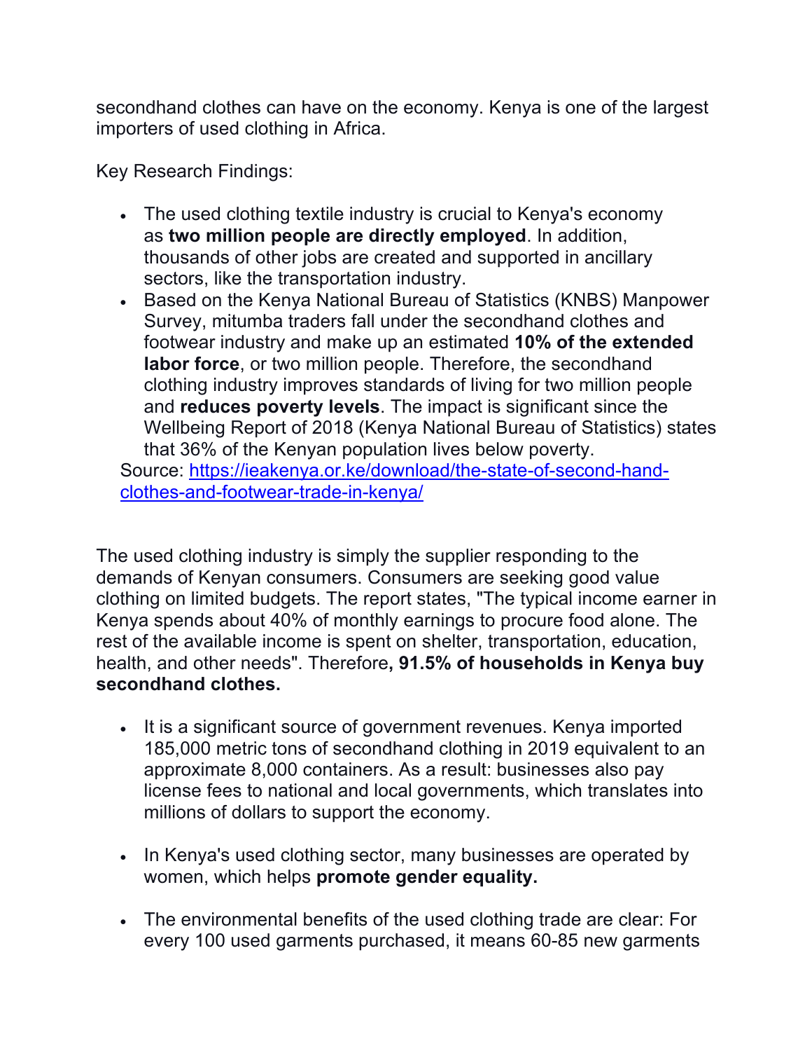secondhand clothes can have on the economy. Kenya is one of the largest importers of used clothing in Africa.

Key Research Findings:

- The used clothing textile industry is crucial to Kenya's economy as **two million people are directly employed**. In addition, thousands of other jobs are created and supported in ancillary sectors, like the transportation industry.
- Based on the Kenya National Bureau of Statistics (KNBS) Manpower Survey, mitumba traders fall under the secondhand clothes and footwear industry and make up an estimated **10% of the extended labor force**, or two million people. Therefore, the secondhand clothing industry improves standards of living for two million people and **reduces poverty levels**. The impact is significant since the Wellbeing Report of 2018 (Kenya National Bureau of Statistics) states that 36% of the Kenyan population lives below poverty.

  Source: [https://ieakenya.or.ke/download/the-state-of-second-hand-clothes-and-footwear-trade-in-kenya/](https://ieakenya.or.ke/download/the-state-of-second-hand-clothes-and-footwear-trade-in-kenya/)

The used clothing industry is simply the supplier responding to the demands of Kenyan consumers. Consumers are seeking good value clothing on limited budgets. The report states, "The typical income earner in Kenya spends about 40% of monthly earnings to procure food alone. The rest of the available income is spent on shelter, transportation, education, health, and other needs". Therefore**, 91.5% of households in Kenya buy secondhand clothes.**

- It is a significant source of government revenues. Kenya imported 185,000 metric tons of secondhand clothing in 2019 equivalent to an approximate 8,000 containers. As a result: businesses also pay license fees to national and local governments, which translates into millions of dollars to support the economy.

- In Kenya's used clothing sector, many businesses are operated by women, which helps **promote gender equality.**

- The environmental benefits of the used clothing trade are clear: For every 100 used garments purchased, it means 60-85 new garments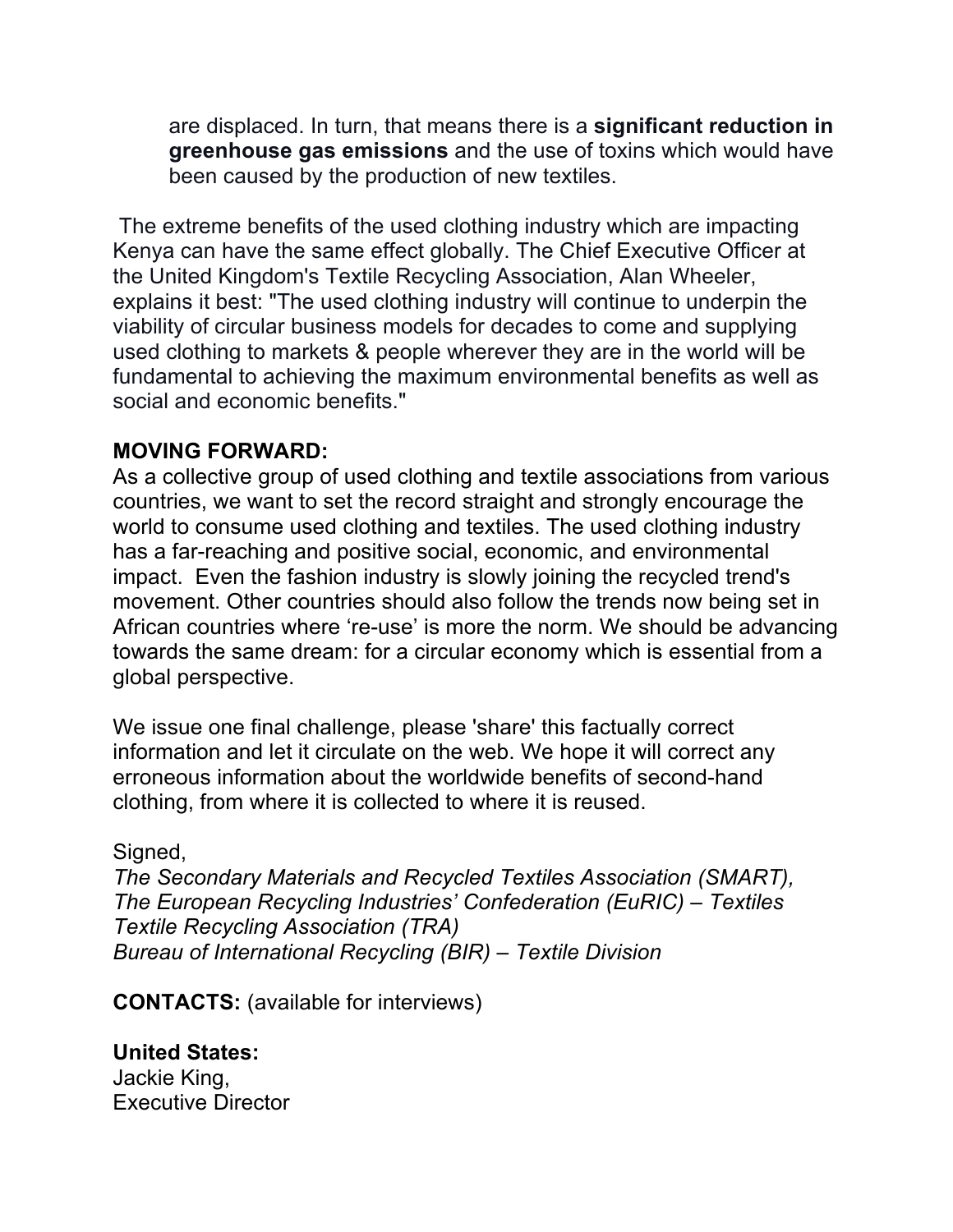are displaced. In turn, that means there is a **significant reduction in greenhouse gas emissions** and the use of toxins which would have been caused by the production of new textiles.

The extreme benefits of the used clothing industry which are impacting Kenya can have the same effect globally. The Chief Executive Officer at the United Kingdom's Textile Recycling Association, Alan Wheeler, explains it best: "The used clothing industry will continue to underpin the viability of circular business models for decades to come and supplying used clothing to markets & people wherever they are in the world will be fundamental to achieving the maximum environmental benefits as well as social and economic benefits."

**MOVING FORWARD:**

As a collective group of used clothing and textile associations from various countries, we want to set the record straight and strongly encourage the world to consume used clothing and textiles. The used clothing industry has a far-reaching and positive social, economic, and environmental impact. Even the fashion industry is slowly joining the recycled trend's movement. Other countries should also follow the trends now being set in African countries where 're-use' is more the norm. We should be advancing towards the same dream: for a circular economy which is essential from a global perspective.

We issue one final challenge, please 'share' this factually correct information and let it circulate on the web. We hope it will correct any erroneous information about the worldwide benefits of second-hand clothing, from where it is collected to where it is reused.

Signed,

*The Secondary Materials and Recycled Textiles Association (SMART),*
*The European Recycling Industries' Confederation (EuRIC) – Textiles*
*Textile Recycling Association (TRA)*
*Bureau of International Recycling (BIR) – Textile Division*

**CONTACTS:** (available for interviews)

**United States:**
Jackie King,
Executive Director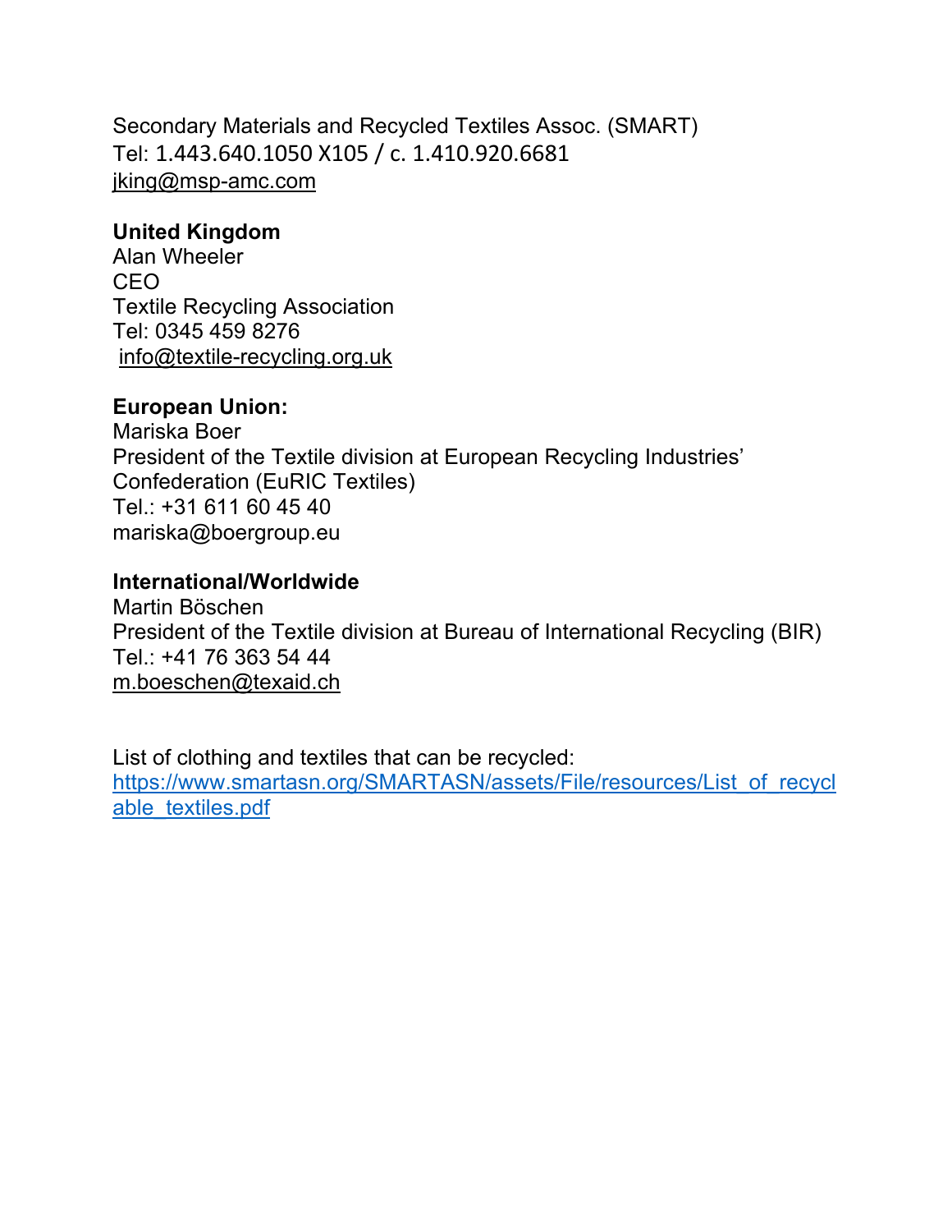Secondary Materials and Recycled Textiles Assoc. (SMART)
Tel: 1.443.640.1050 X105 / c. 1.410.920.6681
jking@msp-amc.com

**United Kingdom**
Alan Wheeler
CEO
Textile Recycling Association
Tel: 0345 459 8276
info@textile-recycling.org.uk

**European Union:**
Mariska Boer
President of the Textile division at European Recycling Industries' Confederation (EuRIC Textiles)
Tel.: +31 611 60 45 40
mariska@boergroup.eu

**International/Worldwide**
Martin Böschen
President of the Textile division at Bureau of International Recycling (BIR)
Tel.: +41 76 363 54 44
m.boeschen@texaid.ch

List of clothing and textiles that can be recycled:
https://www.smartasn.org/SMARTASN/assets/File/resources/List_of_recyclable_textiles.pdf